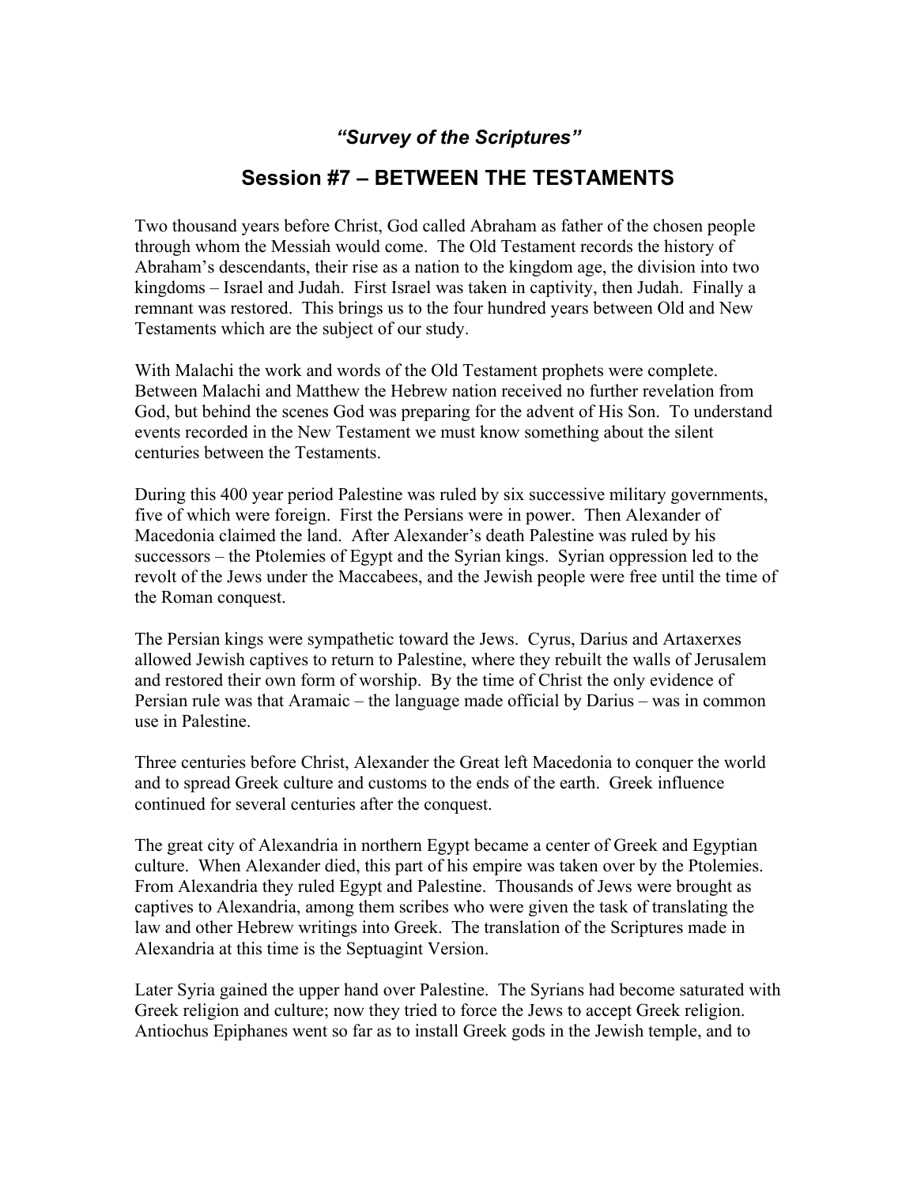### *"Survey of the Scriptures"*

## Session #7 – BETWEEN THE TESTAMENTS

Two thousand years before Christ, God called Abraham as father of the chosen people through whom the Messiah would come. The Old Testament records the history of Abraham's descendants, their rise as a nation to the kingdom age, the division into two kingdoms – Israel and Judah. First Israel was taken in captivity, then Judah. Finally a remnant was restored. This brings us to the four hundred years between Old and New Testaments which are the subject of our study.

With Malachi the work and words of the Old Testament prophets were complete. Between Malachi and Matthew the Hebrew nation received no further revelation from God, but behind the scenes God was preparing for the advent of His Son. To understand events recorded in the New Testament we must know something about the silent centuries between the Testaments.

During this 400 year period Palestine was ruled by six successive military governments, five of which were foreign. First the Persians were in power. Then Alexander of Macedonia claimed the land. After Alexander's death Palestine was ruled by his successors – the Ptolemies of Egypt and the Syrian kings. Syrian oppression led to the revolt of the Jews under the Maccabees, and the Jewish people were free until the time of the Roman conquest.

The Persian kings were sympathetic toward the Jews. Cyrus, Darius and Artaxerxes allowed Jewish captives to return to Palestine, where they rebuilt the walls of Jerusalem and restored their own form of worship. By the time of Christ the only evidence of Persian rule was that Aramaic – the language made official by Darius – was in common use in Palestine.

Three centuries before Christ, Alexander the Great left Macedonia to conquer the world and to spread Greek culture and customs to the ends of the earth. Greek influence continued for several centuries after the conquest.

The great city of Alexandria in northern Egypt became a center of Greek and Egyptian culture. When Alexander died, this part of his empire was taken over by the Ptolemies. From Alexandria they ruled Egypt and Palestine. Thousands of Jews were brought as captives to Alexandria, among them scribes who were given the task of translating the law and other Hebrew writings into Greek. The translation of the Scriptures made in Alexandria at this time is the Septuagint Version.

Later Syria gained the upper hand over Palestine. The Syrians had become saturated with Greek religion and culture; now they tried to force the Jews to accept Greek religion. Antiochus Epiphanes went so far as to install Greek gods in the Jewish temple, and to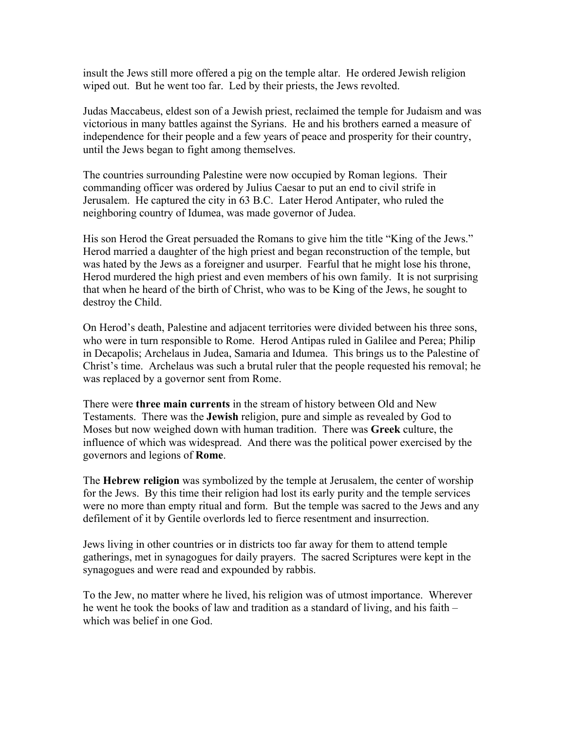insult the Jews still more offered a pig on the temple altar. He ordered Jewish religion wiped out. But he went too far. Led by their priests, the Jews revolted.

Judas Maccabeus, eldest son of a Jewish priest, reclaimed the temple for Judaism and was victorious in many battles against the Syrians. He and his brothers earned a measure of independence for their people and a few years of peace and prosperity for their country, until the Jews began to fight among themselves.

The countries surrounding Palestine were now occupied by Roman legions. Their commanding officer was ordered by Julius Caesar to put an end to civil strife in Jerusalem. He captured the city in 63 B.C. Later Herod Antipater, who ruled the neighboring country of Idumea, was made governor of Judea.

His son Herod the Great persuaded the Romans to give him the title "King of the Jews." Herod married a daughter of the high priest and began reconstruction of the temple, but was hated by the Jews as a foreigner and usurper. Fearful that he might lose his throne, Herod murdered the high priest and even members of his own family. It is not surprising that when he heard of the birth of Christ, who was to be King of the Jews, he sought to destroy the Child.

On Herod's death, Palestine and adjacent territories were divided between his three sons, who were in turn responsible to Rome. Herod Antipas ruled in Galilee and Perea; Philip in Decapolis; Archelaus in Judea, Samaria and Idumea. This brings us to the Palestine of Christ's time. Archelaus was such a brutal ruler that the people requested his removal; he was replaced by a governor sent from Rome.

There were **three main currents** in the stream of history between Old and New Testaments. There was the **Jewish** religion, pure and simple as revealed by God to Moses but now weighed down with human tradition. There was **Greek** culture, the influence of which was widespread. And there was the political power exercised by the governors and legions of **Rome**.

The **Hebrew religion** was symbolized by the temple at Jerusalem, the center of worship for the Jews. By this time their religion had lost its early purity and the temple services were no more than empty ritual and form. But the temple was sacred to the Jews and any defilement of it by Gentile overlords led to fierce resentment and insurrection.

Jews living in other countries or in districts too far away for them to attend temple gatherings, met in synagogues for daily prayers. The sacred Scriptures were kept in the synagogues and were read and expounded by rabbis.

To the Jew, no matter where he lived, his religion was of utmost importance. Wherever he went he took the books of law and tradition as a standard of living, and his faith – which was belief in one God.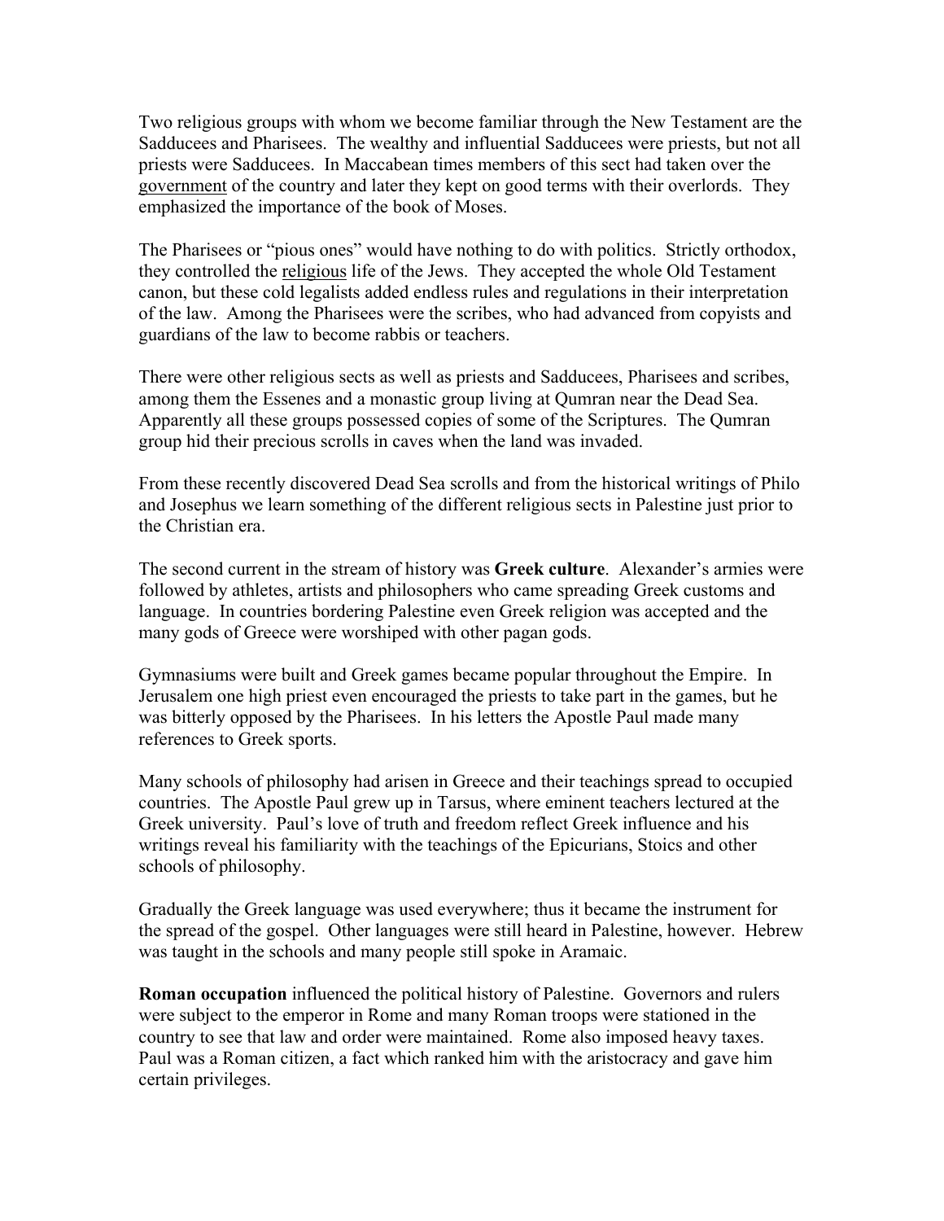Two religious groups with whom we become familiar through the New Testament are the Sadducees and Pharisees. The wealthy and influential Sadducees were priests, but not all priests were Sadducees. In Maccabean times members of this sect had taken over the <u>government</u> of the country and later they kept on good terms with their overlords. They emphasized the importance of the book of Moses.

The Pharisees or "pious ones" would have nothing to do with politics. Strictly orthodox, they controlled the <u>religious</u> life of the Jews. They accepted the whole Old Testament canon, but these cold legalists added endless rules and regulations in their interpretation of the law. Among the Pharisees were the scribes, who had advanced from copyists and guardians of the law to become rabbis or teachers.

There were other religious sects as well as priests and Sadducees, Pharisees and scribes, among them the Essenes and a monastic group living at Qumran near the Dead Sea. Apparently all these groups possessed copies of some of the Scriptures. The Qumran group hid their precious scrolls in caves when the land was invaded.

From these recently discovered Dead Sea scrolls and from the historical writings of Philo and Josephus we learn something of the different religious sects in Palestine just prior to the Christian era.

The second current in the stream of history was **Greek culture**. Alexander's armies were followed by athletes, artists and philosophers who came spreading Greek customs and language. In countries bordering Palestine even Greek religion was accepted and the many gods of Greece were worshiped with other pagan gods.

Gymnasiums were built and Greek games became popular throughout the Empire. In Jerusalem one high priest even encouraged the priests to take part in the games, but he was bitterly opposed by the Pharisees. In his letters the Apostle Paul made many references to Greek sports.

Many schools of philosophy had arisen in Greece and their teachings spread to occupied countries. The Apostle Paul grew up in Tarsus, where eminent teachers lectured at the Greek university. Paul's love of truth and freedom reflect Greek influence and his writings reveal his familiarity with the teachings of the Epicurians, Stoics and other schools of philosophy.

Gradually the Greek language was used everywhere; thus it became the instrument for the spread of the gospel. Other languages were still heard in Palestine, however. Hebrew was taught in the schools and many people still spoke in Aramaic.

**Roman occupation** influenced the political history of Palestine. Governors and rulers were subject to the emperor in Rome and many Roman troops were stationed in the country to see that law and order were maintained. Rome also imposed heavy taxes. Paul was a Roman citizen, a fact which ranked him with the aristocracy and gave him certain privileges.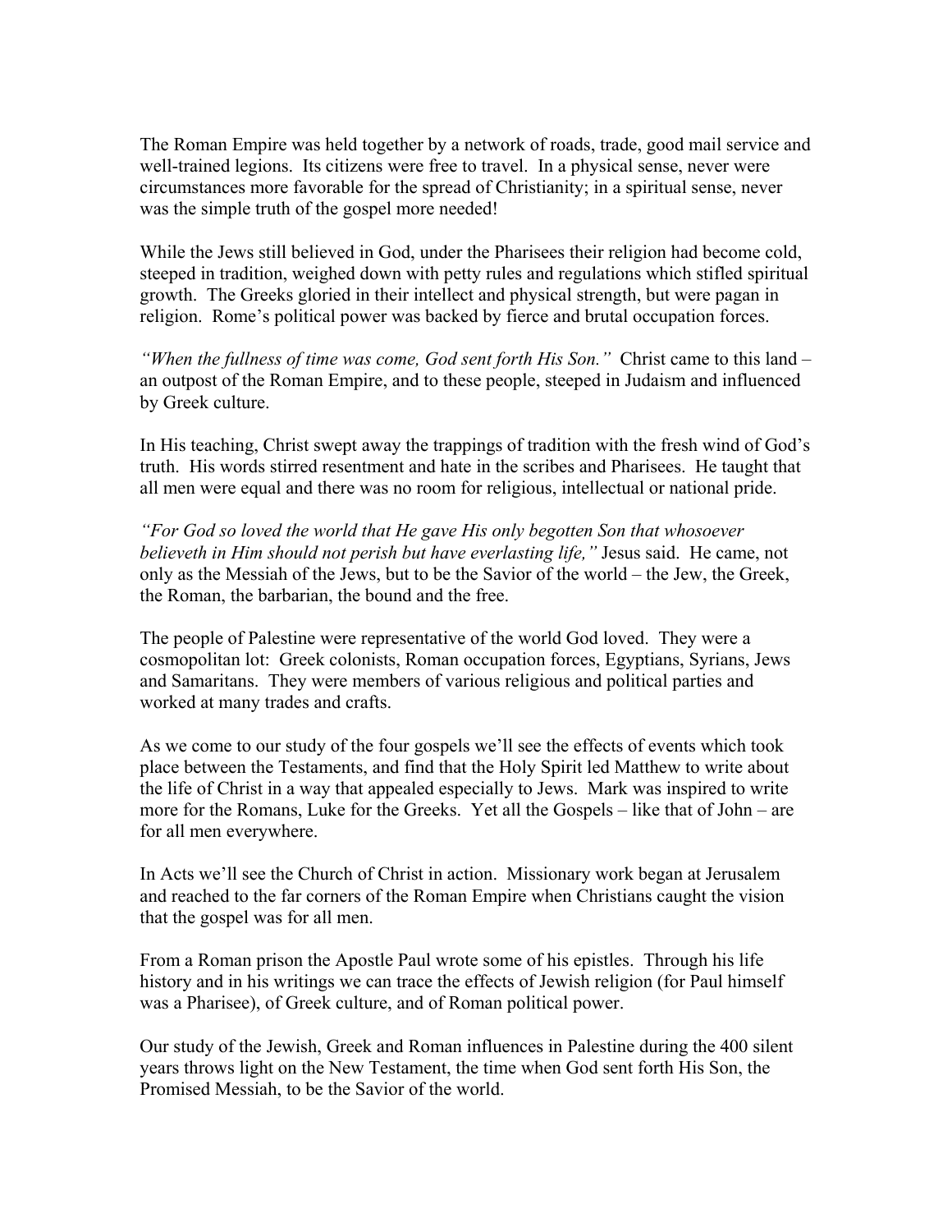The Roman Empire was held together by a network of roads, trade, good mail service and well-trained legions. Its citizens were free to travel. In a physical sense, never were circumstances more favorable for the spread of Christianity; in a spiritual sense, never was the simple truth of the gospel more needed!

While the Jews still believed in God, under the Pharisees their religion had become cold, steeped in tradition, weighed down with petty rules and regulations which stifled spiritual growth. The Greeks gloried in their intellect and physical strength, but were pagan in religion. Rome's political power was backed by fierce and brutal occupation forces.

*"When the fullness of time was come, God sent forth His Son."* Christ came to this land – an outpost of the Roman Empire, and to these people, steeped in Judaism and influenced by Greek culture.

In His teaching, Christ swept away the trappings of tradition with the fresh wind of God's truth. His words stirred resentment and hate in the scribes and Pharisees. He taught that all men were equal and there was no room for religious, intellectual or national pride.

*"For God so loved the world that He gave His only begotten Son that whosoever believeth in Him should not perish but have everlasting life,"* Jesus said. He came, not only as the Messiah of the Jews, but to be the Savior of the world – the Jew, the Greek, the Roman, the barbarian, the bound and the free.

The people of Palestine were representative of the world God loved. They were a cosmopolitan lot: Greek colonists, Roman occupation forces, Egyptians, Syrians, Jews and Samaritans. They were members of various religious and political parties and worked at many trades and crafts.

As we come to our study of the four gospels we'll see the effects of events which took place between the Testaments, and find that the Holy Spirit led Matthew to write about the life of Christ in a way that appealed especially to Jews. Mark was inspired to write more for the Romans, Luke for the Greeks. Yet all the Gospels – like that of John – are for all men everywhere.

In Acts we'll see the Church of Christ in action. Missionary work began at Jerusalem and reached to the far corners of the Roman Empire when Christians caught the vision that the gospel was for all men.

From a Roman prison the Apostle Paul wrote some of his epistles. Through his life history and in his writings we can trace the effects of Jewish religion (for Paul himself was a Pharisee), of Greek culture, and of Roman political power.

Our study of the Jewish, Greek and Roman influences in Palestine during the 400 silent years throws light on the New Testament, the time when God sent forth His Son, the Promised Messiah, to be the Savior of the world.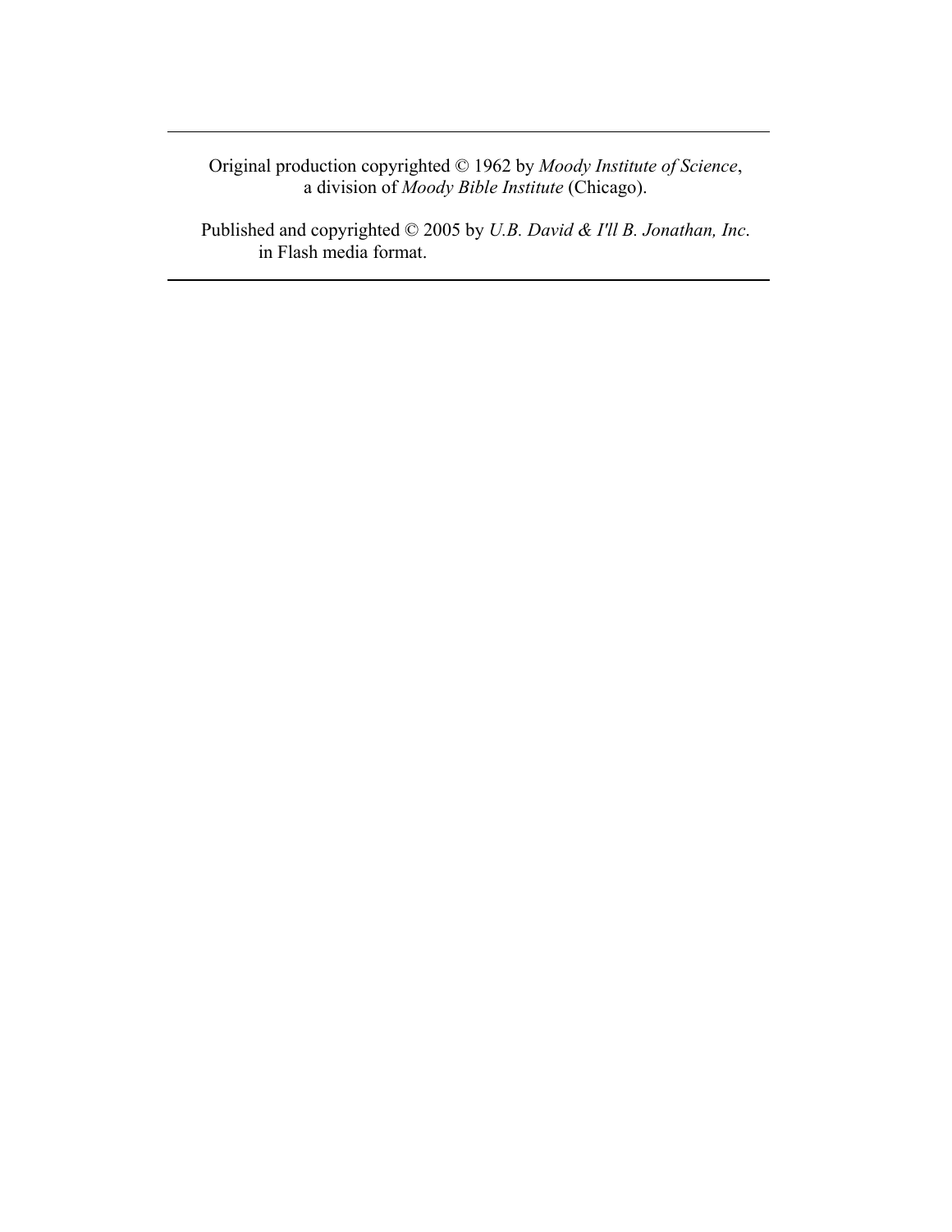---

Original production copyrighted © 1962 by *Moody Institute of Science*, a division of *Moody Bible Institute* (Chicago).

Published and copyrighted © 2005 by *U.B. David & I'll B. Jonathan, Inc*. in Flash media format.

---